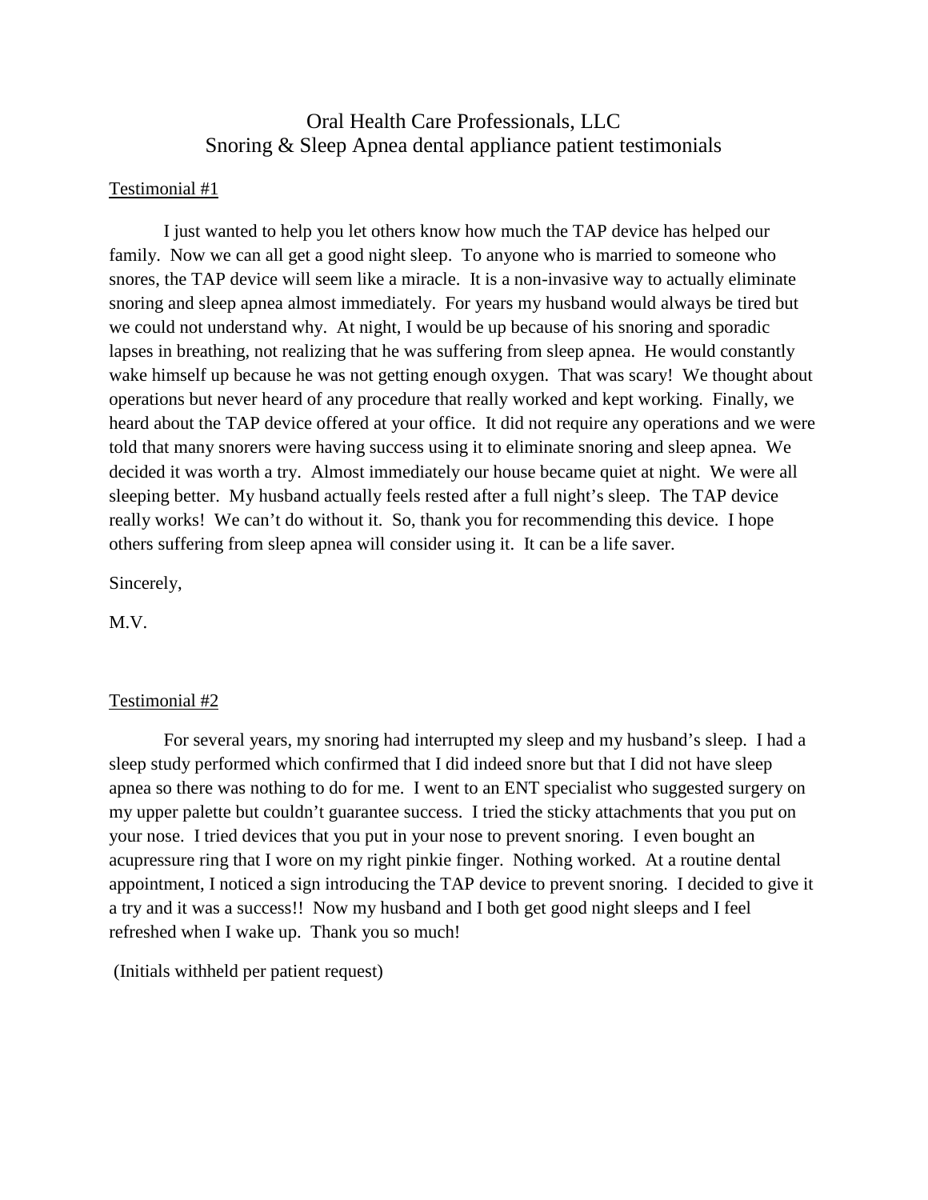# Oral Health Care Professionals, LLC
## Snoring & Sleep Apnea dental appliance patient testimonials

Testimonial #1

I just wanted to help you let others know how much the TAP device has helped our family. Now we can all get a good night sleep. To anyone who is married to someone who snores, the TAP device will seem like a miracle. It is a non-invasive way to actually eliminate snoring and sleep apnea almost immediately. For years my husband would always be tired but we could not understand why. At night, I would be up because of his snoring and sporadic lapses in breathing, not realizing that he was suffering from sleep apnea. He would constantly wake himself up because he was not getting enough oxygen. That was scary! We thought about operations but never heard of any procedure that really worked and kept working. Finally, we heard about the TAP device offered at your office. It did not require any operations and we were told that many snorers were having success using it to eliminate snoring and sleep apnea. We decided it was worth a try. Almost immediately our house became quiet at night. We were all sleeping better. My husband actually feels rested after a full night's sleep. The TAP device really works! We can't do without it. So, thank you for recommending this device. I hope others suffering from sleep apnea will consider using it. It can be a life saver.

Sincerely,

M.V.

Testimonial #2

For several years, my snoring had interrupted my sleep and my husband's sleep. I had a sleep study performed which confirmed that I did indeed snore but that I did not have sleep apnea so there was nothing to do for me. I went to an ENT specialist who suggested surgery on my upper palette but couldn't guarantee success. I tried the sticky attachments that you put on your nose. I tried devices that you put in your nose to prevent snoring. I even bought an acupressure ring that I wore on my right pinkie finger. Nothing worked. At a routine dental appointment, I noticed a sign introducing the TAP device to prevent snoring. I decided to give it a try and it was a success!! Now my husband and I both get good night sleeps and I feel refreshed when I wake up. Thank you so much!

(Initials withheld per patient request)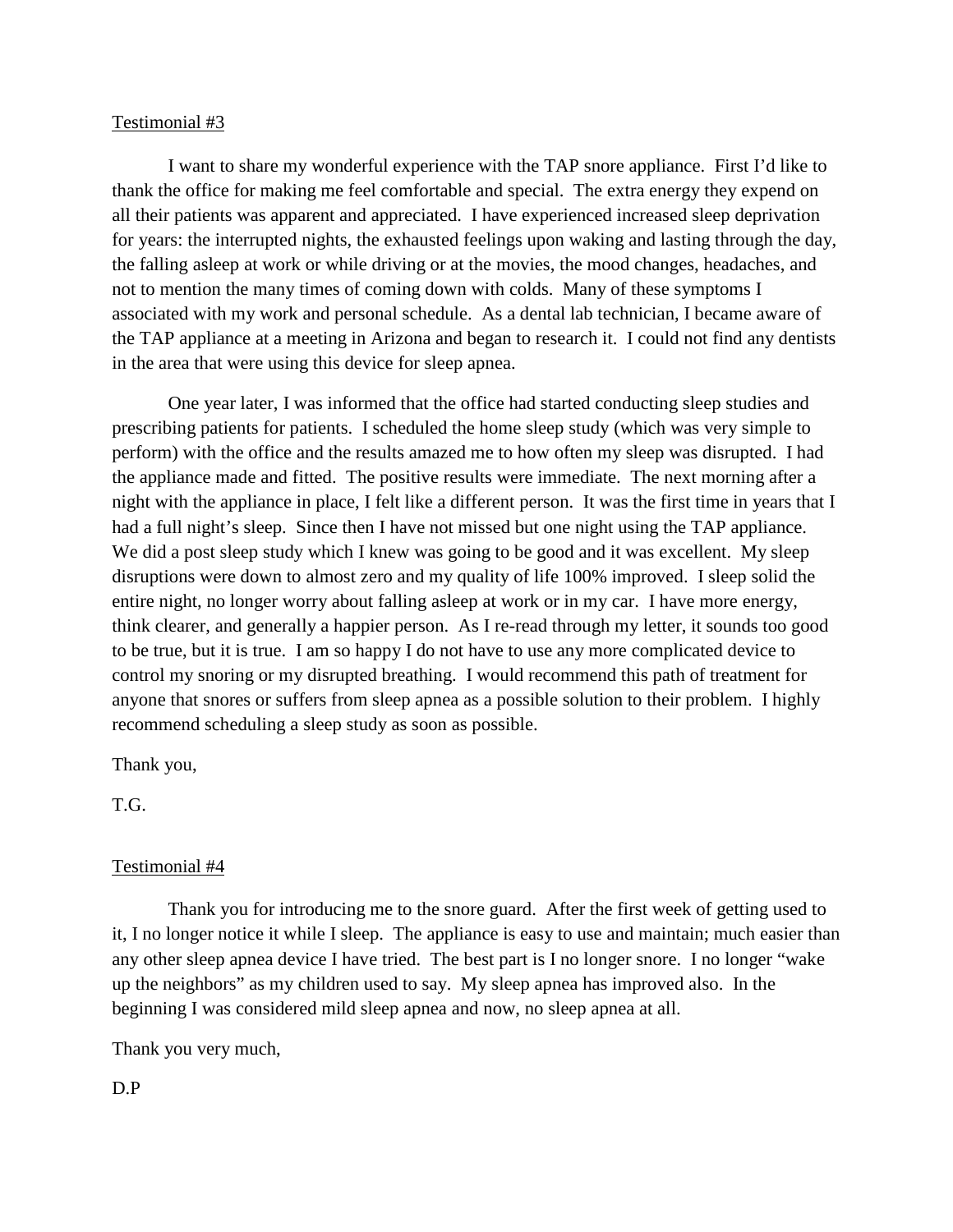Testimonial #3

I want to share my wonderful experience with the TAP snore appliance. First I'd like to thank the office for making me feel comfortable and special. The extra energy they expend on all their patients was apparent and appreciated. I have experienced increased sleep deprivation for years: the interrupted nights, the exhausted feelings upon waking and lasting through the day, the falling asleep at work or while driving or at the movies, the mood changes, headaches, and not to mention the many times of coming down with colds. Many of these symptoms I associated with my work and personal schedule. As a dental lab technician, I became aware of the TAP appliance at a meeting in Arizona and began to research it. I could not find any dentists in the area that were using this device for sleep apnea.

One year later, I was informed that the office had started conducting sleep studies and prescribing patients for patients. I scheduled the home sleep study (which was very simple to perform) with the office and the results amazed me to how often my sleep was disrupted. I had the appliance made and fitted. The positive results were immediate. The next morning after a night with the appliance in place, I felt like a different person. It was the first time in years that I had a full night's sleep. Since then I have not missed but one night using the TAP appliance. We did a post sleep study which I knew was going to be good and it was excellent. My sleep disruptions were down to almost zero and my quality of life 100% improved. I sleep solid the entire night, no longer worry about falling asleep at work or in my car. I have more energy, think clearer, and generally a happier person. As I re-read through my letter, it sounds too good to be true, but it is true. I am so happy I do not have to use any more complicated device to control my snoring or my disrupted breathing. I would recommend this path of treatment for anyone that snores or suffers from sleep apnea as a possible solution to their problem. I highly recommend scheduling a sleep study as soon as possible.

Thank you,

T.G.

Testimonial #4

Thank you for introducing me to the snore guard. After the first week of getting used to it, I no longer notice it while I sleep. The appliance is easy to use and maintain; much easier than any other sleep apnea device I have tried. The best part is I no longer snore. I no longer "wake up the neighbors" as my children used to say. My sleep apnea has improved also. In the beginning I was considered mild sleep apnea and now, no sleep apnea at all.

Thank you very much,

D.P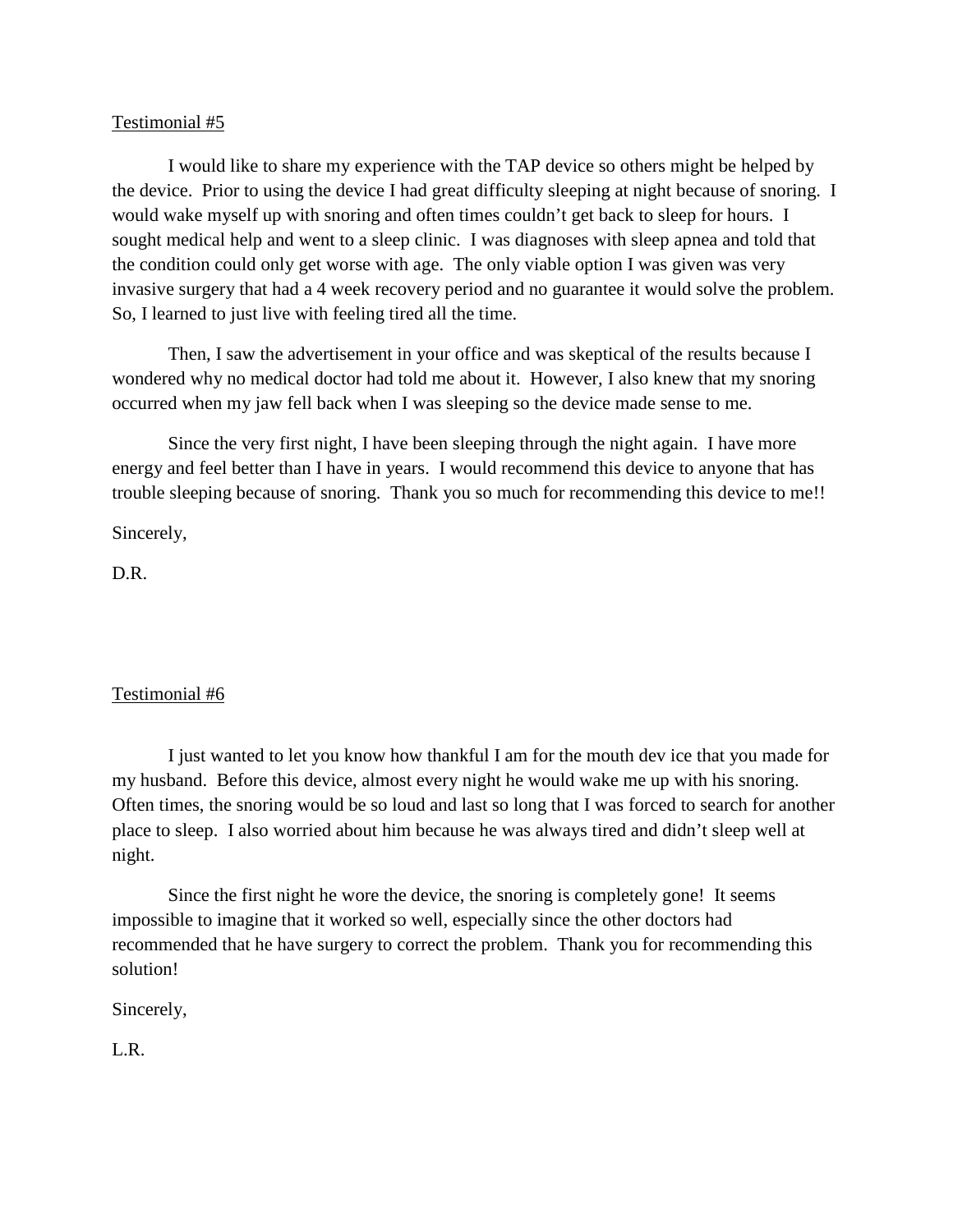Testimonial #5

I would like to share my experience with the TAP device so others might be helped by the device. Prior to using the device I had great difficulty sleeping at night because of snoring. I would wake myself up with snoring and often times couldn't get back to sleep for hours. I sought medical help and went to a sleep clinic. I was diagnoses with sleep apnea and told that the condition could only get worse with age. The only viable option I was given was very invasive surgery that had a 4 week recovery period and no guarantee it would solve the problem. So, I learned to just live with feeling tired all the time.

Then, I saw the advertisement in your office and was skeptical of the results because I wondered why no medical doctor had told me about it. However, I also knew that my snoring occurred when my jaw fell back when I was sleeping so the device made sense to me.

Since the very first night, I have been sleeping through the night again. I have more energy and feel better than I have in years. I would recommend this device to anyone that has trouble sleeping because of snoring. Thank you so much for recommending this device to me!!

Sincerely,

D.R.

Testimonial #6

I just wanted to let you know how thankful I am for the mouth dev ice that you made for my husband. Before this device, almost every night he would wake me up with his snoring. Often times, the snoring would be so loud and last so long that I was forced to search for another place to sleep. I also worried about him because he was always tired and didn't sleep well at night.

Since the first night he wore the device, the snoring is completely gone! It seems impossible to imagine that it worked so well, especially since the other doctors had recommended that he have surgery to correct the problem. Thank you for recommending this solution!

Sincerely,

L.R.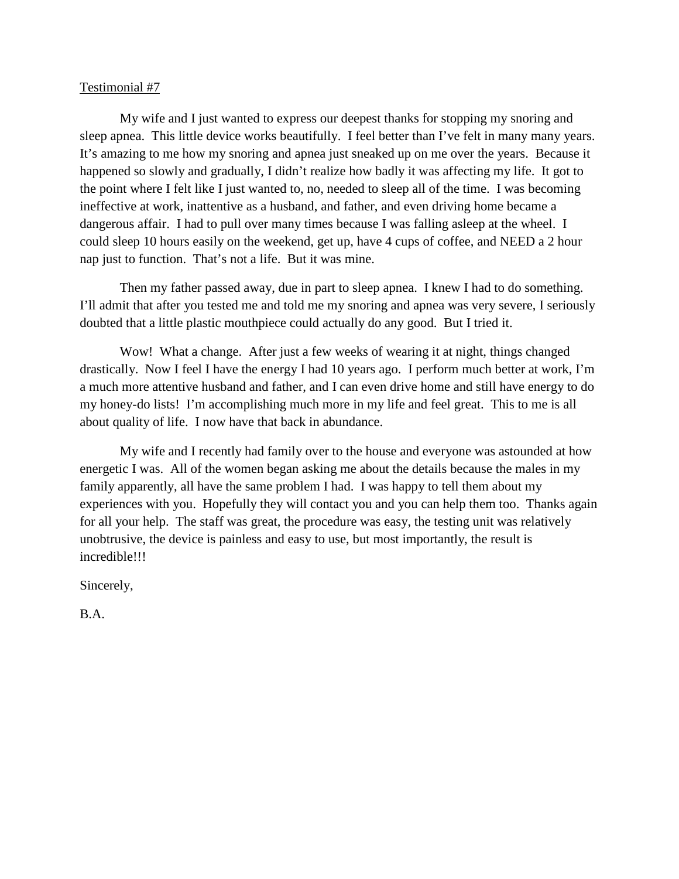Testimonial #7

My wife and I just wanted to express our deepest thanks for stopping my snoring and sleep apnea. This little device works beautifully. I feel better than I've felt in many many years. It's amazing to me how my snoring and apnea just sneaked up on me over the years. Because it happened so slowly and gradually, I didn't realize how badly it was affecting my life. It got to the point where I felt like I just wanted to, no, needed to sleep all of the time. I was becoming ineffective at work, inattentive as a husband, and father, and even driving home became a dangerous affair. I had to pull over many times because I was falling asleep at the wheel. I could sleep 10 hours easily on the weekend, get up, have 4 cups of coffee, and NEED a 2 hour nap just to function. That's not a life. But it was mine.

Then my father passed away, due in part to sleep apnea. I knew I had to do something. I'll admit that after you tested me and told me my snoring and apnea was very severe, I seriously doubted that a little plastic mouthpiece could actually do any good. But I tried it.

Wow! What a change. After just a few weeks of wearing it at night, things changed drastically. Now I feel I have the energy I had 10 years ago. I perform much better at work, I'm a much more attentive husband and father, and I can even drive home and still have energy to do my honey-do lists! I'm accomplishing much more in my life and feel great. This to me is all about quality of life. I now have that back in abundance.

My wife and I recently had family over to the house and everyone was astounded at how energetic I was. All of the women began asking me about the details because the males in my family apparently, all have the same problem I had. I was happy to tell them about my experiences with you. Hopefully they will contact you and you can help them too. Thanks again for all your help. The staff was great, the procedure was easy, the testing unit was relatively unobtrusive, the device is painless and easy to use, but most importantly, the result is incredible!!!

Sincerely,

B.A.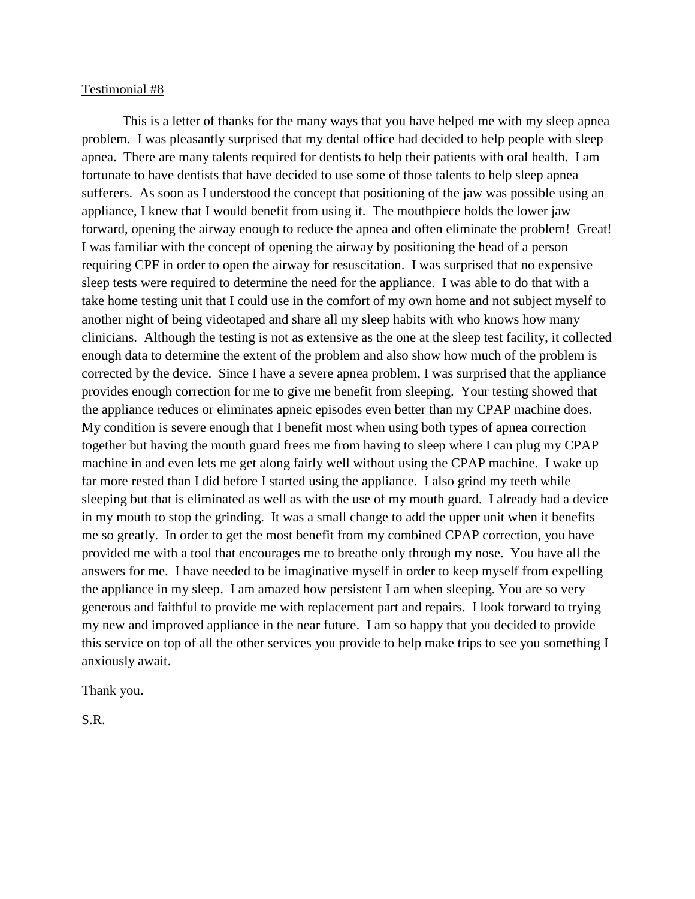<u>Testimonial #8</u>

This is a letter of thanks for the many ways that you have helped me with my sleep apnea problem. I was pleasantly surprised that my dental office had decided to help people with sleep apnea. There are many talents required for dentists to help their patients with oral health. I am fortunate to have dentists that have decided to use some of those talents to help sleep apnea sufferers. As soon as I understood the concept that positioning of the jaw was possible using an appliance, I knew that I would benefit from using it. The mouthpiece holds the lower jaw forward, opening the airway enough to reduce the apnea and often eliminate the problem! Great! I was familiar with the concept of opening the airway by positioning the head of a person requiring CPF in order to open the airway for resuscitation. I was surprised that no expensive sleep tests were required to determine the need for the appliance. I was able to do that with a take home testing unit that I could use in the comfort of my own home and not subject myself to another night of being videotaped and share all my sleep habits with who knows how many clinicians. Although the testing is not as extensive as the one at the sleep test facility, it collected enough data to determine the extent of the problem and also show how much of the problem is corrected by the device. Since I have a severe apnea problem, I was surprised that the appliance provides enough correction for me to give me benefit from sleeping. Your testing showed that the appliance reduces or eliminates apneic episodes even better than my CPAP machine does. My condition is severe enough that I benefit most when using both types of apnea correction together but having the mouth guard frees me from having to sleep where I can plug my CPAP machine in and even lets me get along fairly well without using the CPAP machine. I wake up far more rested than I did before I started using the appliance. I also grind my teeth while sleeping but that is eliminated as well as with the use of my mouth guard. I already had a device in my mouth to stop the grinding. It was a small change to add the upper unit when it benefits me so greatly. In order to get the most benefit from my combined CPAP correction, you have provided me with a tool that encourages me to breathe only through my nose. You have all the answers for me. I have needed to be imaginative myself in order to keep myself from expelling the appliance in my sleep. I am amazed how persistent I am when sleeping. You are so very generous and faithful to provide me with replacement part and repairs. I look forward to trying my new and improved appliance in the near future. I am so happy that you decided to provide this service on top of all the other services you provide to help make trips to see you something I anxiously await.

Thank you.

S.R.